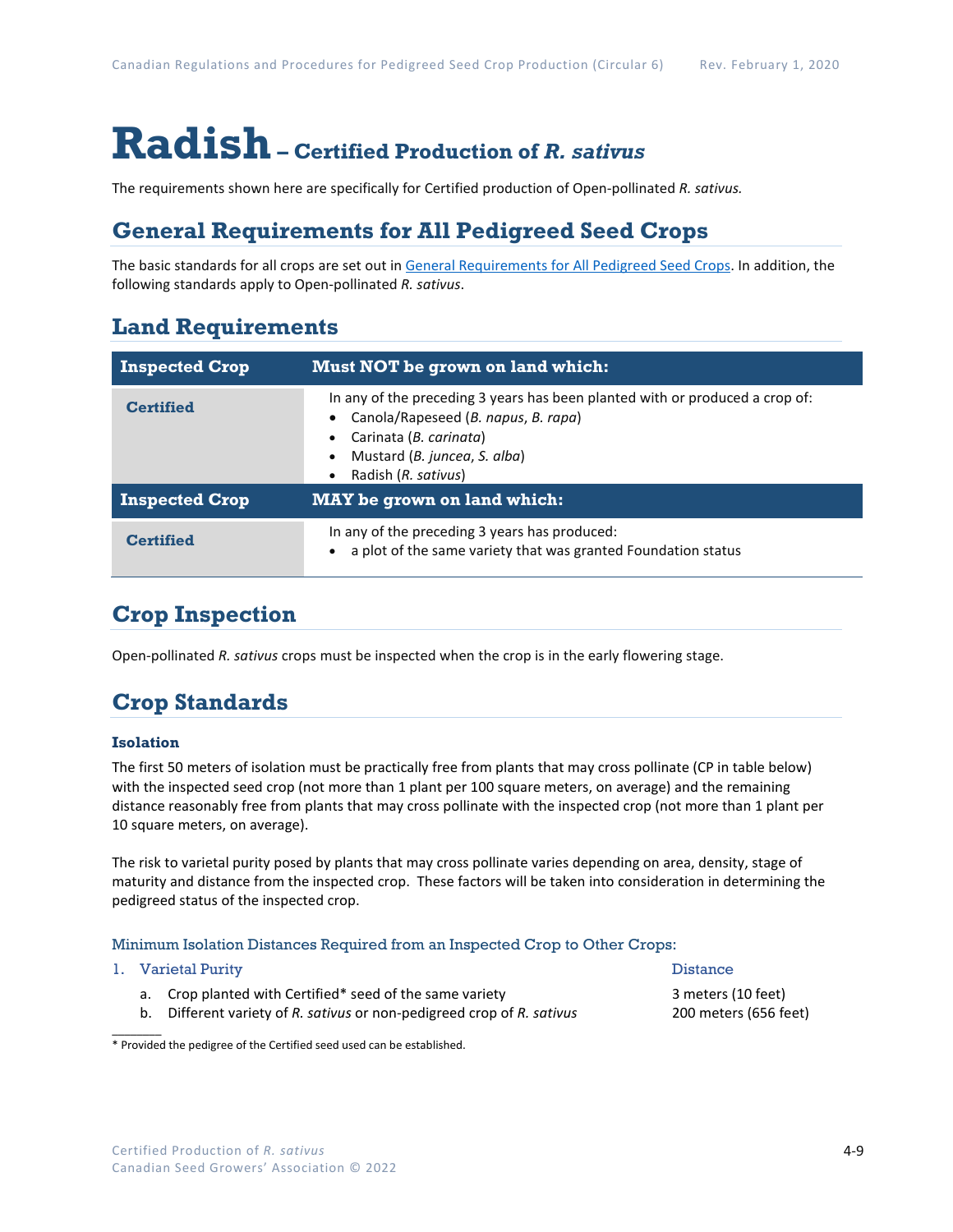# Radish – Certified Production of *R. sativus*

The requirements shown here are specifically for Certified production of Open-pollinated *R. sativus.*

## General Requirements for All Pedigreed Seed Crops

The basic standards for all crops are set out in [General Requirements for All Pedigreed Seed Crops](). In addition, the following standards apply to Open-pollinated *R. sativus*.

## Land Requirements

| Inspected Crop | Must NOT be grown on land which: |
|---|---|
| **Certified** | In any of the preceding 3 years has been planted with or produced a crop of:<br>• Canola/Rapeseed (*B. napus*, *B. rapa*)<br>• Carinata (*B. carinata*)<br>• Mustard (*B. juncea*, *S. alba*)<br>• Radish (*R. sativus*) |
| **Inspected Crop** | **MAY be grown on land which:** |
| **Certified** | In any of the preceding 3 years has produced:<br>• a plot of the same variety that was granted Foundation status |

## Crop Inspection

Open-pollinated *R. sativus* crops must be inspected when the crop is in the early flowering stage.

## Crop Standards

### Isolation

The first 50 meters of isolation must be practically free from plants that may cross pollinate (CP in table below) with the inspected seed crop (not more than 1 plant per 100 square meters, on average) and the remaining distance reasonably free from plants that may cross pollinate with the inspected crop (not more than 1 plant per 10 square meters, on average).

The risk to varietal purity posed by plants that may cross pollinate varies depending on area, density, stage of maturity and distance from the inspected crop. These factors will be taken into consideration in determining the pedigreed status of the inspected crop.

#### Minimum Isolation Distances Required from an Inspected Crop to Other Crops:

| 1. Varietal Purity | Distance |
|---|---|
| a. Crop planted with Certified* seed of the same variety | 3 meters (10 feet) |
| b. Different variety of *R. sativus* or non-pedigreed crop of *R. sativus* | 200 meters (656 feet) |

\* Provided the pedigree of the Certified seed used can be established.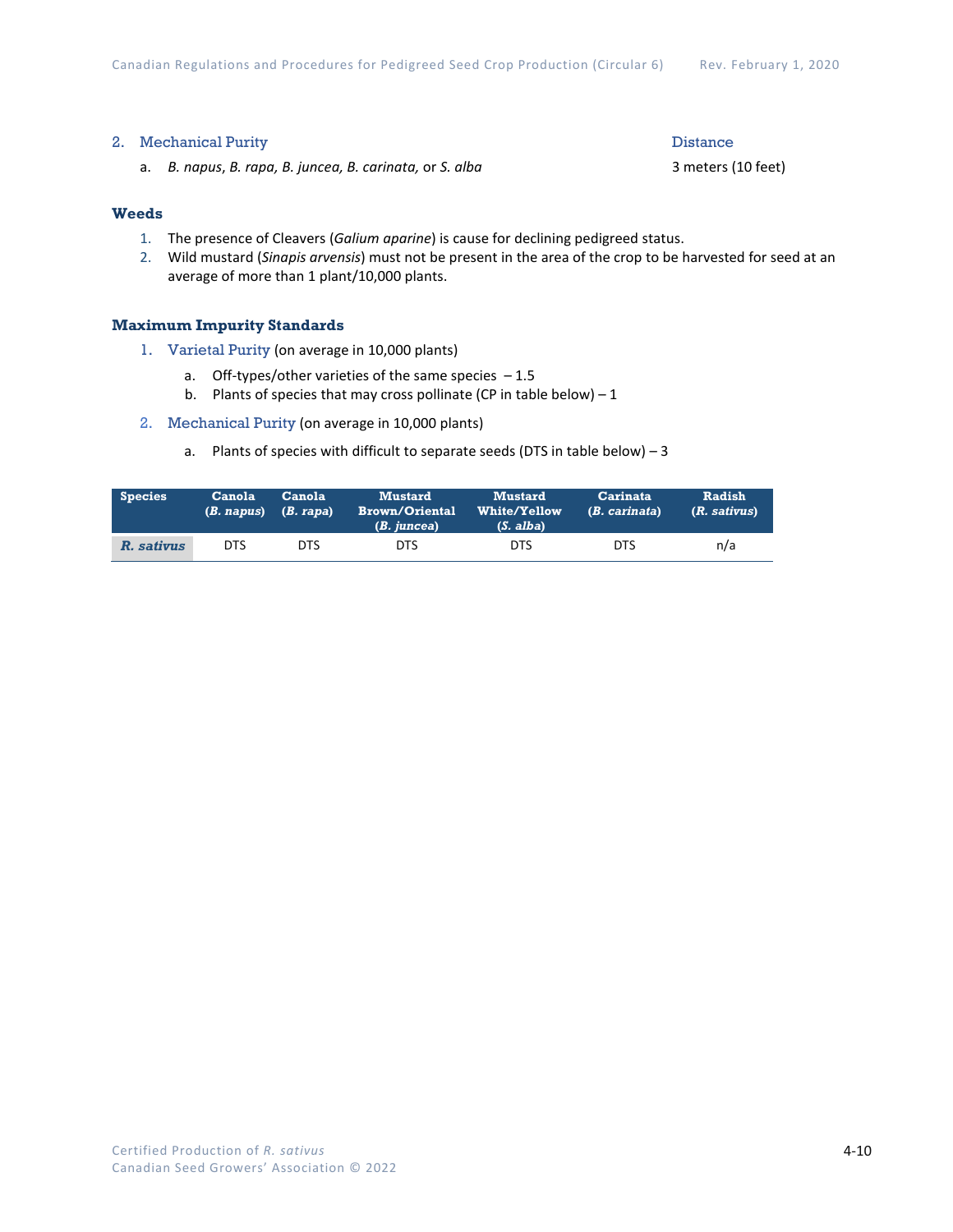2. Mechanical Purity — Distance

a. *B. napus*, *B. rapa*, *B. juncea*, *B. carinata*, or *S. alba* — 3 meters (10 feet)

### Weeds

1. The presence of Cleavers (*Galium aparine*) is cause for declining pedigreed status.
2. Wild mustard (*Sinapis arvensis*) must not be present in the area of the crop to be harvested for seed at an average of more than 1 plant/10,000 plants.

### Maximum Impurity Standards

1. Varietal Purity (on average in 10,000 plants)
   a. Off-types/other varieties of the same species – 1.5
   b. Plants of species that may cross pollinate (CP in table below) – 1
2. Mechanical Purity (on average in 10,000 plants)
   a. Plants of species with difficult to separate seeds (DTS in table below) – 3

| Species | Canola (*B. napus*) | Canola (*B. rapa*) | Mustard Brown/Oriental (*B. juncea*) | Mustard White/Yellow (*S. alba*) | Carinata (*B. carinata*) | Radish (*R. sativus*) |
|---|---|---|---|---|---|---|
| ***R. sativus*** | DTS | DTS | DTS | DTS | DTS | n/a |